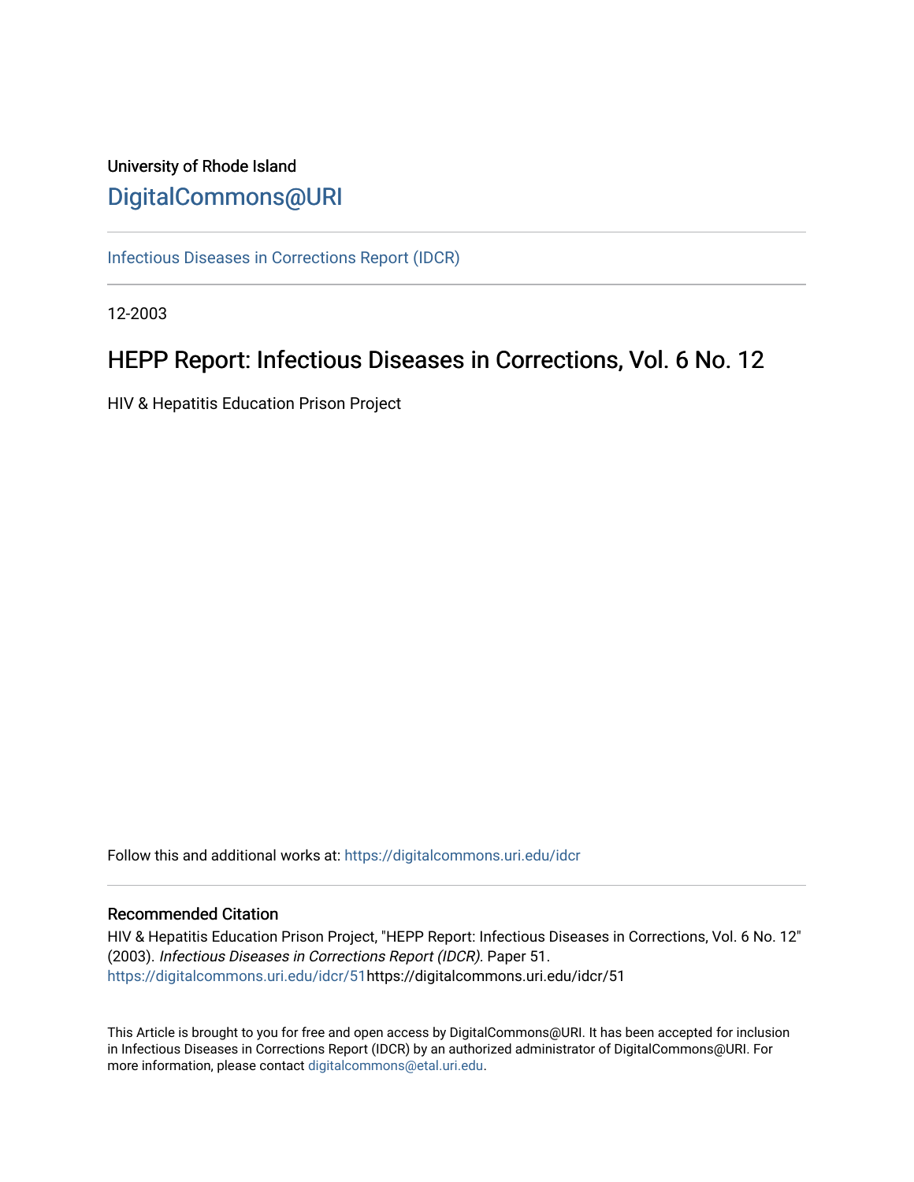University of Rhode Island

# DigitalCommons@URI

Infectious Diseases in Corrections Report (IDCR)

12-2003

## HEPP Report: Infectious Diseases in Corrections, Vol. 6 No. 12

HIV & Hepatitis Education Prison Project

Follow this and additional works at: https://digitalcommons.uri.edu/idcr

### Recommended Citation

HIV & Hepatitis Education Prison Project, "HEPP Report: Infectious Diseases in Corrections, Vol. 6 No. 12" (2003). *Infectious Diseases in Corrections Report (IDCR).* Paper 51.
https://digitalcommons.uri.edu/idcr/51https://digitalcommons.uri.edu/idcr/51

This Article is brought to you for free and open access by DigitalCommons@URI. It has been accepted for inclusion in Infectious Diseases in Corrections Report (IDCR) by an authorized administrator of DigitalCommons@URI. For more information, please contact digitalcommons@etal.uri.edu.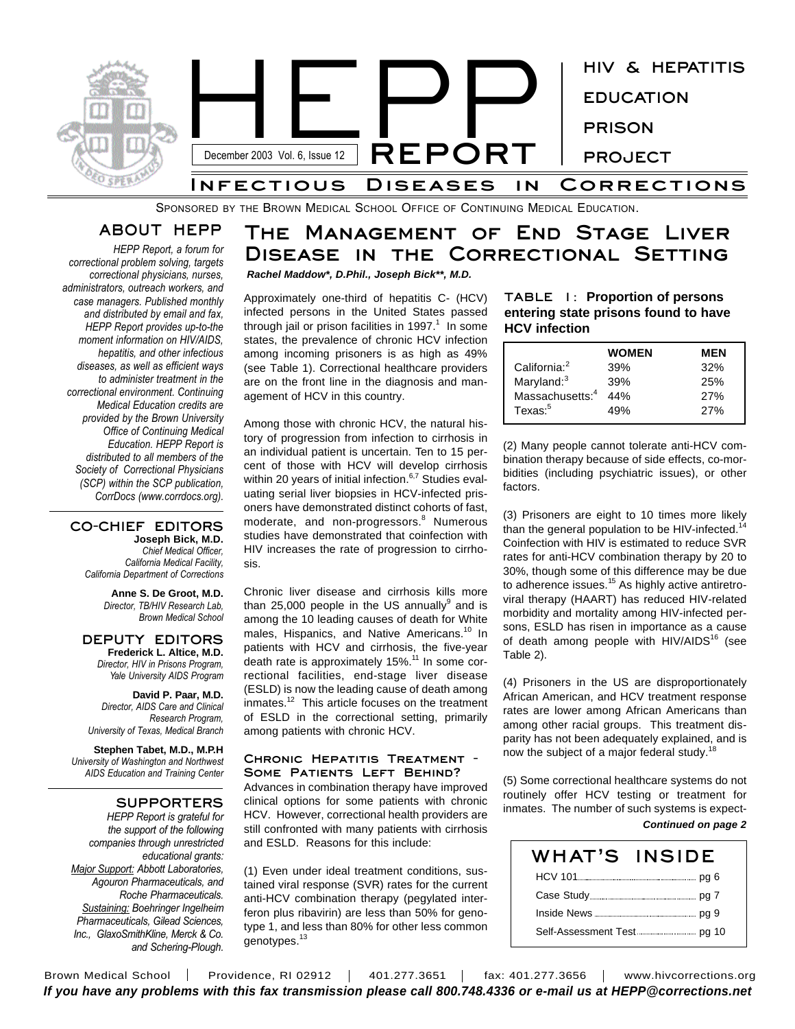# HEPP REPORT

**HIV & HEPATITIS EDUCATION PRISON PROJECT**

December 2003 Vol. 6, Issue 12

## Infectious Diseases in Corrections

Sponsored by the Brown Medical School Office of Continuing Medical Education.

## ABOUT HEPP

*HEPP Report, a forum for correctional problem solving, targets correctional physicians, nurses, administrators, outreach workers, and case managers. Published monthly and distributed by email and fax, HEPP Report provides up-to-the moment information on HIV/AIDS, hepatitis, and other infectious diseases, as well as efficient ways to administer treatment in the correctional environment. Continuing Medical Education credits are provided by the Brown University Office of Continuing Medical Education. HEPP Report is distributed to all members of the Society of Correctional Physicians (SCP) within the SCP publication, CorrDocs (www.corrdocs.org).*

## CO-CHIEF EDITORS

**Joseph Bick, M.D.**
*Chief Medical Officer, California Medical Facility, California Department of Corrections*

**Anne S. De Groot, M.D.**
*Director, TB/HIV Research Lab, Brown Medical School*

## DEPUTY EDITORS

**Frederick L. Altice, M.D.**
*Director, HIV in Prisons Program, Yale University AIDS Program*

**David P. Paar, M.D.**
*Director, AIDS Care and Clinical Research Program, University of Texas, Medical Branch*

**Stephen Tabet, M.D., M.P.H**
*University of Washington and Northwest AIDS Education and Training Center*

## SUPPORTERS

*HEPP Report is grateful for the support of the following companies through unrestricted educational grants:*
*Major Support: Abbott Laboratories, Agouron Pharmaceuticals, and Roche Pharmaceuticals.*
*Sustaining: Boehringer Ingelheim Pharmaceuticals, Gilead Sciences, Inc., GlaxoSmithKline, Merck & Co. and Schering-Plough.*

# The Management of End Stage Liver Disease in the Correctional Setting

***Rachel Maddow\*, D.Phil., Joseph Bick\*\*, M.D.***

Approximately one-third of hepatitis C- (HCV) infected persons in the United States passed through jail or prison facilities in 1997.[1] In some states, the prevalence of chronic HCV infection among incoming prisoners is as high as 49% (see Table 1). Correctional healthcare providers are on the front line in the diagnosis and management of HCV in this country.

Among those with chronic HCV, the natural history of progression from infection to cirrhosis in an individual patient is uncertain. Ten to 15 percent of those with HCV will develop cirrhosis within 20 years of initial infection.[6,7] Studies evaluating serial liver biopsies in HCV-infected prisoners have demonstrated distinct cohorts of fast, moderate, and non-progressors.[8] Numerous studies have demonstrated that coinfection with HIV increases the rate of progression to cirrhosis.

Chronic liver disease and cirrhosis kills more than 25,000 people in the US annually[9] and is among the 10 leading causes of death for White males, Hispanics, and Native Americans.[10] In patients with HCV and cirrhosis, the five-year death rate is approximately 15%.[11] In some correctional facilities, end-stage liver disease (ESLD) is now the leading cause of death among inmates.[12] This article focuses on the treatment of ESLD in the correctional setting, primarily among patients with chronic HCV.

### Chronic Hepatitis Treatment - Some Patients Left Behind?

Advances in combination therapy have improved clinical options for some patients with chronic HCV. However, correctional health providers are still confronted with many patients with cirrhosis and ESLD. Reasons for this include:

(1) Even under ideal treatment conditions, sustained viral response (SVR) rates for the current anti-HCV combination therapy (pegylated interferon plus ribavirin) are less than 50% for genotype 1, and less than 80% for other less common genotypes.[13]

**TABLE 1: Proportion of persons entering state prisons found to have HCV infection**

| | WOMEN | MEN |
|---|---|---|
| California:[2] | 39% | 32% |
| Maryland:[3] | 39% | 25% |
| Massachusetts:[4] | 44% | 27% |
| Texas:[5] | 49% | 27% |

(2) Many people cannot tolerate anti-HCV combination therapy because of side effects, co-morbidities (including psychiatric issues), or other factors.

(3) Prisoners are eight to 10 times more likely than the general population to be HIV-infected.[14] Coinfection with HIV is estimated to reduce SVR rates for anti-HCV combination therapy by 20 to 30%, though some of this difference may be due to adherence issues.[15] As highly active antiretroviral therapy (HAART) has reduced HIV-related morbidity and mortality among HIV-infected persons, ESLD has risen in importance as a cause of death among people with HIV/AIDS[16] (see Table 2).

(4) Prisoners in the US are disproportionately African American, and HCV treatment response rates are lower among African Americans than among other racial groups. This treatment disparity has not been adequately explained, and is now the subject of a major federal study.[18]

(5) Some correctional healthcare systems do not routinely offer HCV testing or treatment for inmates. The number of such systems is expect-

***Continued on page 2***

## WHAT'S INSIDE

| | |
|---|---|
| HCV 101 | pg 6 |
| Case Study | pg 7 |
| Inside News | pg 9 |
| Self-Assessment Test | pg 10 |

Brown Medical School | Providence, RI 02912 | 401.277.3651 | fax: 401.277.3656 | www.hivcorrections.org

***If you have any problems with this fax transmission please call 800.748.4336 or e-mail us at HEPP@corrections.net***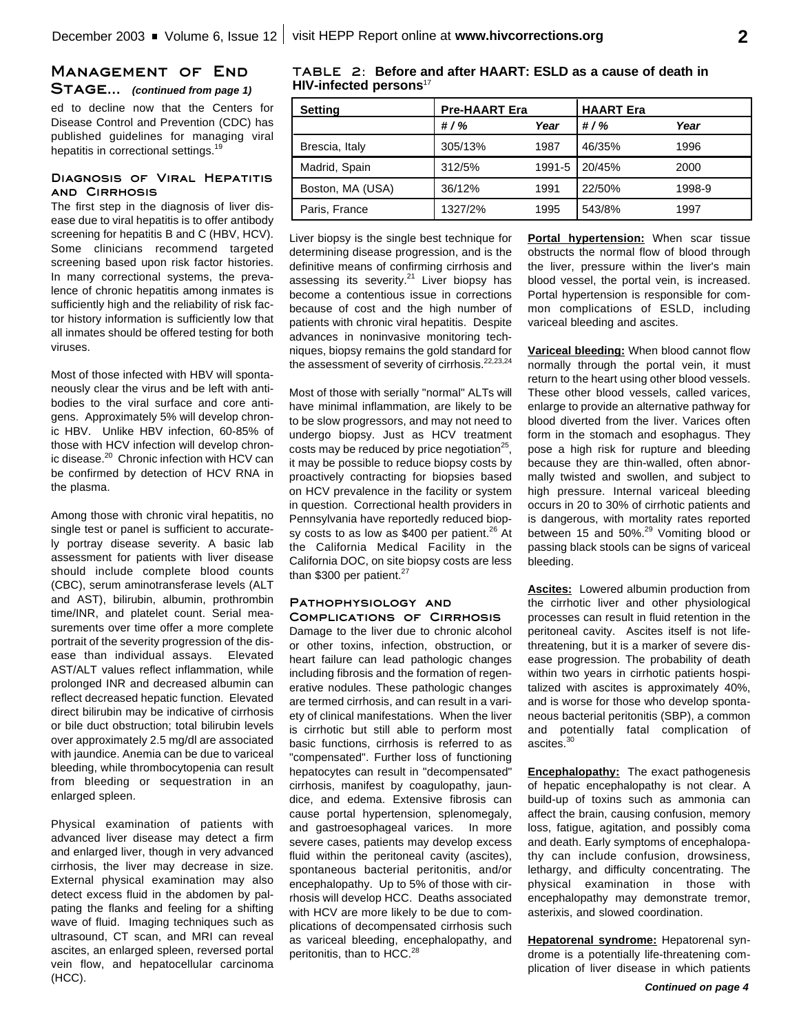## Management of End Stage... *(continued from page 1)*

ed to decline now that the Centers for Disease Control and Prevention (CDC) has published guidelines for managing viral hepatitis in correctional settings.[19]

### Diagnosis of Viral Hepatitis and Cirrhosis

The first step in the diagnosis of liver disease due to viral hepatitis is to offer antibody screening for hepatitis B and C (HBV, HCV). Some clinicians recommend targeted screening based upon risk factor histories. In many correctional systems, the prevalence of chronic hepatitis among inmates is sufficiently high and the reliability of risk factor history information is sufficiently low that all inmates should be offered testing for both viruses.

Most of those infected with HBV will spontaneously clear the virus and be left with antibodies to the viral surface and core antigens. Approximately 5% will develop chronic HBV. Unlike HBV infection, 60-85% of those with HCV infection will develop chronic disease.[20] Chronic infection with HCV can be confirmed by detection of HCV RNA in the plasma.

Among those with chronic viral hepatitis, no single test or panel is sufficient to accurately portray disease severity. A basic lab assessment for patients with liver disease should include complete blood counts (CBC), serum aminotransferase levels (ALT and AST), bilirubin, albumin, prothrombin time/INR, and platelet count. Serial measurements over time offer a more complete portrait of the severity progression of the disease than individual assays. Elevated AST/ALT values reflect inflammation, while prolonged INR and decreased albumin can reflect decreased hepatic function. Elevated direct bilirubin may be indicative of cirrhosis or bile duct obstruction; total bilirubin levels over approximately 2.5 mg/dl are associated with jaundice. Anemia can be due to variceal bleeding, while thrombocytopenia can result from bleeding or sequestration in an enlarged spleen.

Physical examination of patients with advanced liver disease may detect a firm and enlarged liver, though in very advanced cirrhosis, the liver may decrease in size. External physical examination may also detect excess fluid in the abdomen by palpating the flanks and feeling for a shifting wave of fluid. Imaging techniques such as ultrasound, CT scan, and MRI can reveal ascites, an enlarged spleen, reversed portal vein flow, and hepatocellular carcinoma (HCC).

**TABLE 2: Before and after HAART: ESLD as a cause of death in HIV-infected persons**[17]

| Setting | Pre-HAART Era | | HAART Era | |
|---|---|---|---|---|
| | # / % | Year | # / % | Year |
| Brescia, Italy | 305/13% | 1987 | 46/35% | 1996 |
| Madrid, Spain | 312/5% | 1991-5 | 20/45% | 2000 |
| Boston, MA (USA) | 36/12% | 1991 | 22/50% | 1998-9 |
| Paris, France | 1327/2% | 1995 | 543/8% | 1997 |

Liver biopsy is the single best technique for determining disease progression, and is the definitive means of confirming cirrhosis and assessing its severity.[21] Liver biopsy has become a contentious issue in corrections because of cost and the high number of patients with chronic viral hepatitis. Despite advances in noninvasive monitoring techniques, biopsy remains the gold standard for the assessment of severity of cirrhosis.[22,23,24]

Most of those with serially "normal" ALTs will have minimal inflammation, are likely to be to be slow progressors, and may not need to undergo biopsy. Just as HCV treatment costs may be reduced by price negotiation[25], it may be possible to reduce biopsy costs by proactively contracting for biopsies based on HCV prevalence in the facility or system in question. Correctional health providers in Pennsylvania have reportedly reduced biopsy costs to as low as $400 per patient.[26] At the California Medical Facility in the California DOC, on site biopsy costs are less than $300 per patient.[27]

### Pathophysiology and Complications of Cirrhosis

Damage to the liver due to chronic alcohol or other toxins, infection, obstruction, or heart failure can lead pathologic changes including fibrosis and the formation of regenerative nodules. These pathologic changes are termed cirrhosis, and can result in a variety of clinical manifestations. When the liver is cirrhotic but still able to perform most basic functions, cirrhosis is referred to as "compensated". Further loss of functioning hepatocytes can result in "decompensated" cirrhosis, manifest by coagulopathy, jaundice, and edema. Extensive fibrosis can cause portal hypertension, splenomegaly, and gastroesophageal varices. In more severe cases, patients may develop excess fluid within the peritoneal cavity (ascites), spontaneous bacterial peritonitis, and/or encephalopathy. Up to 5% of those with cirrhosis will develop HCC. Deaths associated with HCV are more likely to be due to complications of decompensated cirrhosis such as variceal bleeding, encephalopathy, and peritonitis, than to HCC.[28]

**Portal hypertension:** When scar tissue obstructs the normal flow of blood through the liver, pressure within the liver's main blood vessel, the portal vein, is increased. Portal hypertension is responsible for common complications of ESLD, including variceal bleeding and ascites.

**Variceal bleeding:** When blood cannot flow normally through the portal vein, it must return to the heart using other blood vessels. These other blood vessels, called varices, enlarge to provide an alternative pathway for blood diverted from the liver. Varices often form in the stomach and esophagus. They pose a high risk for rupture and bleeding because they are thin-walled, often abnormally twisted and swollen, and subject to high pressure. Internal variceal bleeding occurs in 20 to 30% of cirrhotic patients and is dangerous, with mortality rates reported between 15 and 50%.[29] Vomiting blood or passing black stools can be signs of variceal bleeding.

**Ascites:** Lowered albumin production from the cirrhotic liver and other physiological processes can result in fluid retention in the peritoneal cavity. Ascites itself is not life-threatening, but it is a marker of severe disease progression. The probability of death within two years in cirrhotic patients hospitalized with ascites is approximately 40%, and is worse for those who develop spontaneous bacterial peritonitis (SBP), a common and potentially fatal complication of ascites.[30]

**Encephalopathy:** The exact pathogenesis of hepatic encephalopathy is not clear. A build-up of toxins such as ammonia can affect the brain, causing confusion, memory loss, fatigue, agitation, and possibly coma and death. Early symptoms of encephalopathy can include confusion, drowsiness, lethargy, and difficulty concentrating. The physical examination in those with encephalopathy may demonstrate tremor, asterixis, and slowed coordination.

**Hepatorenal syndrome:** Hepatorenal syndrome is a potentially life-threatening complication of liver disease in which patients

*Continued on page 4*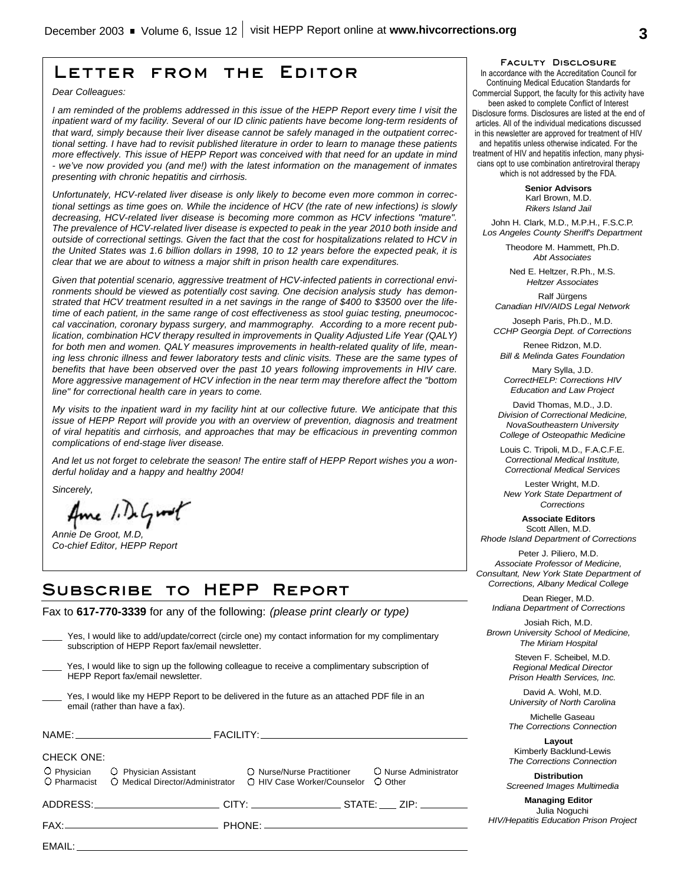# Letter from the Editor

*Dear Colleagues:*

*I am reminded of the problems addressed in this issue of the HEPP Report every time I visit the inpatient ward of my facility. Several of our ID clinic patients have become long-term residents of that ward, simply because their liver disease cannot be safely managed in the outpatient correctional setting. I have had to revisit published literature in order to learn to manage these patients more effectively. This issue of HEPP Report was conceived with that need for an update in mind - we've now provided you (and me!) with the latest information on the management of inmates presenting with chronic hepatitis and cirrhosis.*

*Unfortunately, HCV-related liver disease is only likely to become even more common in correctional settings as time goes on. While the incidence of HCV (the rate of new infections) is slowly decreasing, HCV-related liver disease is becoming more common as HCV infections "mature". The prevalence of HCV-related liver disease is expected to peak in the year 2010 both inside and outside of correctional settings. Given the fact that the cost for hospitalizations related to HCV in the United States was 1.6 billion dollars in 1998, 10 to 12 years before the expected peak, it is clear that we are about to witness a major shift in prison health care expenditures.*

*Given that potential scenario, aggressive treatment of HCV-infected patients in correctional environments should be viewed as potentially cost saving. One decision analysis study has demonstrated that HCV treatment resulted in a net savings in the range of $400 to $3500 over the lifetime of each patient, in the same range of cost effectiveness as stool guiac testing, pneumococcal vaccination, coronary bypass surgery, and mammography. According to a more recent publication, combination HCV therapy resulted in improvements in Quality Adjusted Life Year (QALY) for both men and women. QALY measures improvements in health-related quality of life, meaning less chronic illness and fewer laboratory tests and clinic visits. These are the same types of benefits that have been observed over the past 10 years following improvements in HIV care. More aggressive management of HCV infection in the near term may therefore affect the "bottom line" for correctional health care in years to come.*

*My visits to the inpatient ward in my facility hint at our collective future. We anticipate that this issue of HEPP Report will provide you with an overview of prevention, diagnosis and treatment of viral hepatitis and cirrhosis, and approaches that may be efficacious in preventing common complications of end-stage liver disease.*

*And let us not forget to celebrate the season! The entire staff of HEPP Report wishes you a wonderful holiday and a happy and healthy 2004!*

*Sincerely,*

*Annie De Groot, M.D,*
*Co-chief Editor, HEPP Report*

# Subscribe to HEPP Report

Fax to **617-770-3339** for any of the following: *(please print clearly or type)*

____ Yes, I would like to add/update/correct (circle one) my contact information for my complimentary subscription of HEPP Report fax/email newsletter.

____ Yes, I would like to sign up the following colleague to receive a complimentary subscription of HEPP Report fax/email newsletter.

____ Yes, I would like my HEPP Report to be delivered in the future as an attached PDF file in an email (rather than have a fax).

NAME: ____________________ FACILITY: ____________________

CHECK ONE:

○ Physician ○ Physician Assistant ○ Nurse/Nurse Practitioner ○ Nurse Administrator
○ Pharmacist ○ Medical Director/Administrator ○ HIV Case Worker/Counselor ○ Other

ADDRESS: ____________________ CITY: ______________ STATE: ___ ZIP: ________

FAX: ____________________ PHONE: ____________________

EMAIL: ____________________

## Faculty Disclosure

In accordance with the Accreditation Council for Continuing Medical Education Standards for Commercial Support, the faculty for this activity have been asked to complete Conflict of Interest Disclosure forms. Disclosures are listed at the end of articles. All of the individual medications discussed in this newsletter are approved for treatment of HIV and hepatitis unless otherwise indicated. For the treatment of HIV and hepatitis infection, many physicians opt to use combination antiretroviral therapy which is not addressed by the FDA.

**Senior Advisors**

Karl Brown, M.D.
*Rikers Island Jail*

John H. Clark, M.D., M.P.H., F.S.C.P.
*Los Angeles County Sheriff's Department*

Theodore M. Hammett, Ph.D.
*Abt Associates*

Ned E. Heltzer, R.Ph., M.S.
*Heltzer Associates*

Ralf Jürgens
*Canadian HIV/AIDS Legal Network*

Joseph Paris, Ph.D., M.D.
*CCHP Georgia Dept. of Corrections*

Renee Ridzon, M.D.
*Bill & Melinda Gates Foundation*

Mary Sylla, J.D.
*CorrectHELP: Corrections HIV Education and Law Project*

David Thomas, M.D., J.D.
*Division of Correctional Medicine, NovaSoutheastern University College of Osteopathic Medicine*

Louis C. Tripoli, M.D., F.A.C.F.E.
*Correctional Medical Institute, Correctional Medical Services*

Lester Wright, M.D.
*New York State Department of Corrections*

**Associate Editors**

Scott Allen, M.D.
*Rhode Island Department of Corrections*

Peter J. Piliero, M.D.
*Associate Professor of Medicine, Consultant, New York State Department of Corrections, Albany Medical College*

Dean Rieger, M.D.
*Indiana Department of Corrections*

Josiah Rich, M.D.
*Brown University School of Medicine, The Miriam Hospital*

Steven F. Scheibel, M.D.
*Regional Medical Director Prison Health Services, Inc.*

David A. Wohl, M.D.
*University of North Carolina*

Michelle Gaseau
*The Corrections Connection*

**Layout**

Kimberly Backlund-Lewis
*The Corrections Connection*

**Distribution**

*Screened Images Multimedia*

**Managing Editor**

Julia Noguchi
*HIV/Hepatitis Education Prison Project*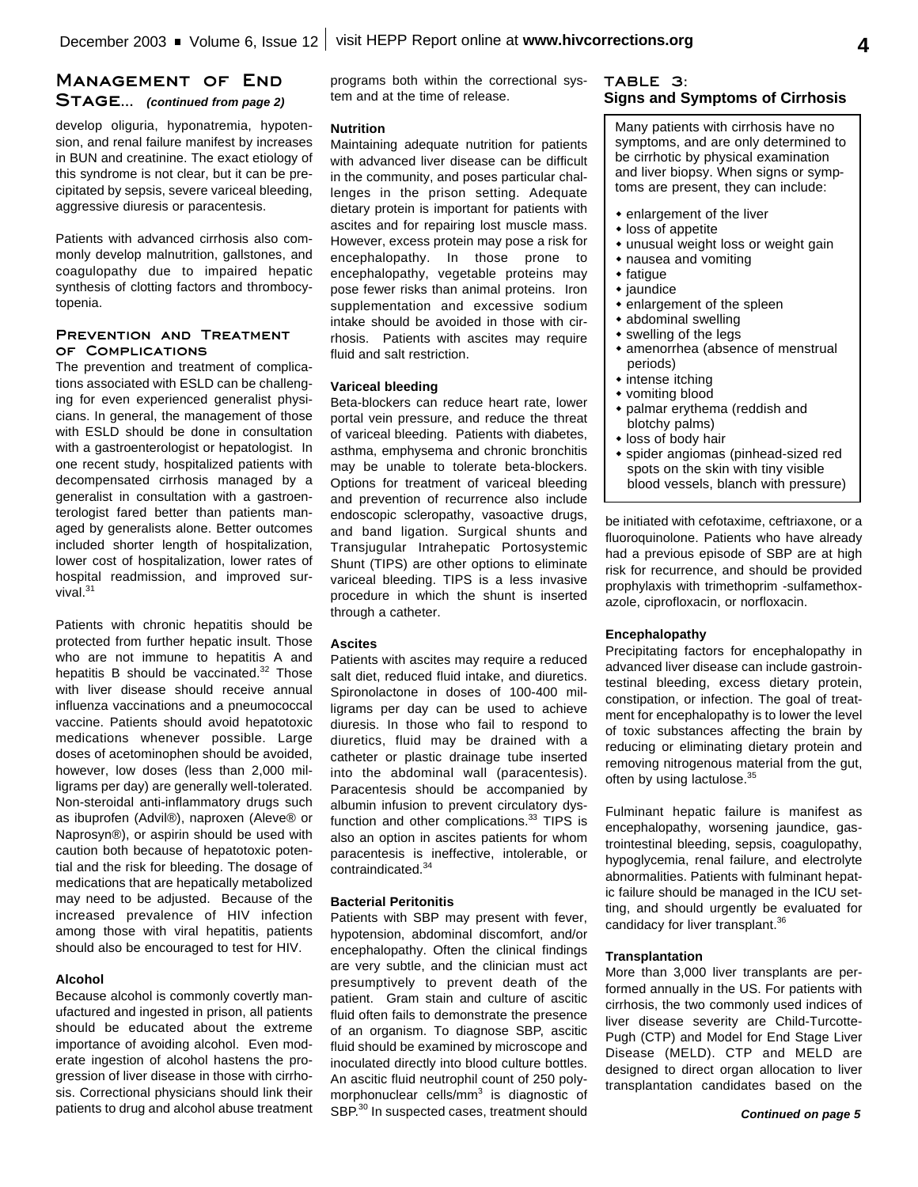## Management of End Stage... *(continued from page 2)*

develop oliguria, hyponatremia, hypotension, and renal failure manifest by increases in BUN and creatinine. The exact etiology of this syndrome is not clear, but it can be precipitated by sepsis, severe variceal bleeding, aggressive diuresis or paracentesis.

Patients with advanced cirrhosis also commonly develop malnutrition, gallstones, and coagulopathy due to impaired hepatic synthesis of clotting factors and thrombocytopenia.

### Prevention and Treatment of Complications

The prevention and treatment of complications associated with ESLD can be challenging for even experienced generalist physicians. In general, the management of those with ESLD should be done in consultation with a gastroenterologist or hepatologist. In one recent study, hospitalized patients with decompensated cirrhosis managed by a generalist in consultation with a gastroenterologist fared better than patients managed by generalists alone. Better outcomes included shorter length of hospitalization, lower cost of hospitalization, lower rates of hospital readmission, and improved survival.[31]

Patients with chronic hepatitis should be protected from further hepatic insult. Those who are not immune to hepatitis A and hepatitis B should be vaccinated.[32] Those with liver disease should receive annual influenza vaccinations and a pneumococcal vaccine. Patients should avoid hepatotoxic medications whenever possible. Large doses of acetominophen should be avoided, however, low doses (less than 2,000 milligrams per day) are generally well-tolerated. Non-steroidal anti-inflammatory drugs such as ibuprofen (Advil®), naproxen (Aleve® or Naprosyn®), or aspirin should be used with caution both because of hepatotoxic potential and the risk for bleeding. The dosage of medications that are hepatically metabolized may need to be adjusted. Because of the increased prevalence of HIV infection among those with viral hepatitis, patients should also be encouraged to test for HIV.

#### Alcohol

Because alcohol is commonly covertly manufactured and ingested in prison, all patients should be educated about the extreme importance of avoiding alcohol. Even moderate ingestion of alcohol hastens the progression of liver disease in those with cirrhosis. Correctional physicians should link their patients to drug and alcohol abuse treatment programs both within the correctional system and at the time of release.

#### Nutrition

Maintaining adequate nutrition for patients with advanced liver disease can be difficult in the community, and poses particular challenges in the prison setting. Adequate dietary protein is important for patients with ascites and for repairing lost muscle mass. However, excess protein may pose a risk for encephalopathy. In those prone to encephalopathy, vegetable proteins may pose fewer risks than animal proteins. Iron supplementation and excessive sodium intake should be avoided in those with cirrhosis. Patients with ascites may require fluid and salt restriction.

#### Variceal bleeding

Beta-blockers can reduce heart rate, lower portal vein pressure, and reduce the threat of variceal bleeding. Patients with diabetes, asthma, emphysema and chronic bronchitis may be unable to tolerate beta-blockers. Options for treatment of variceal bleeding and prevention of recurrence also include endoscopic scleropathy, vasoactive drugs, and band ligation. Surgical shunts and Transjugular Intrahepatic Portosystemic Shunt (TIPS) are other options to eliminate variceal bleeding. TIPS is a less invasive procedure in which the shunt is inserted through a catheter.

#### Ascites

Patients with ascites may require a reduced salt diet, reduced fluid intake, and diuretics. Spironolactone in doses of 100-400 milligrams per day can be used to achieve diuresis. In those who fail to respond to diuretics, fluid may be drained with a catheter or plastic drainage tube inserted into the abdominal wall (paracentesis). Paracentesis should be accompanied by albumin infusion to prevent circulatory dysfunction and other complications.[33] TIPS is also an option in ascites patients for whom paracentesis is ineffective, intolerable, or contraindicated.[34]

#### Bacterial Peritonitis

Patients with SBP may present with fever, hypotension, abdominal discomfort, and/or encephalopathy. Often the clinical findings are very subtle, and the clinician must act presumptively to prevent death of the patient. Gram stain and culture of ascitic fluid often fails to demonstrate the presence of an organism. To diagnose SBP, ascitic fluid should be examined by microscope and inoculated directly into blood culture bottles. An ascitic fluid neutrophil count of 250 polymorphonuclear cells/$mm^3$ is diagnostic of SBP.[30] In suspected cases, treatment should be initiated with cefotaxime, ceftriaxone, or a fluoroquinolone. Patients who have already had a previous episode of SBP are at high risk for recurrence, and should be provided prophylaxis with trimethoprim -sulfamethoxazole, ciprofloxacin, or norfloxacin.

### Table 3: Signs and Symptoms of Cirrhosis

Many patients with cirrhosis have no symptoms, and are only determined to be cirrhotic by physical examination and liver biopsy. When signs or symptoms are present, they can include:

- enlargement of the liver
- loss of appetite
- unusual weight loss or weight gain
- nausea and vomiting
- fatigue
- jaundice
- enlargement of the spleen
- abdominal swelling
- swelling of the legs
- amenorrhea (absence of menstrual periods)
- intense itching
- vomiting blood
- palmar erythema (reddish and blotchy palms)
- loss of body hair
- spider angiomas (pinhead-sized red spots on the skin with tiny visible blood vessels, blanch with pressure)

#### Encephalopathy

Precipitating factors for encephalopathy in advanced liver disease can include gastrointestinal bleeding, excess dietary protein, constipation, or infection. The goal of treatment for encephalopathy is to lower the level of toxic substances affecting the brain by reducing or eliminating dietary protein and removing nitrogenous material from the gut, often by using lactulose.[35]

Fulminant hepatic failure is manifest as encephalopathy, worsening jaundice, gastrointestinal bleeding, sepsis, coagulopathy, hypoglycemia, renal failure, and electrolyte abnormalities. Patients with fulminant hepatic failure should be managed in the ICU setting, and should urgently be evaluated for candidacy for liver transplant.[36]

#### Transplantation

More than 3,000 liver transplants are performed annually in the US. For patients with cirrhosis, the two commonly used indices of liver disease severity are Child-Turcotte-Pugh (CTP) and Model for End Stage Liver Disease (MELD). CTP and MELD are designed to direct organ allocation to liver transplantation candidates based on the

*Continued on page 5*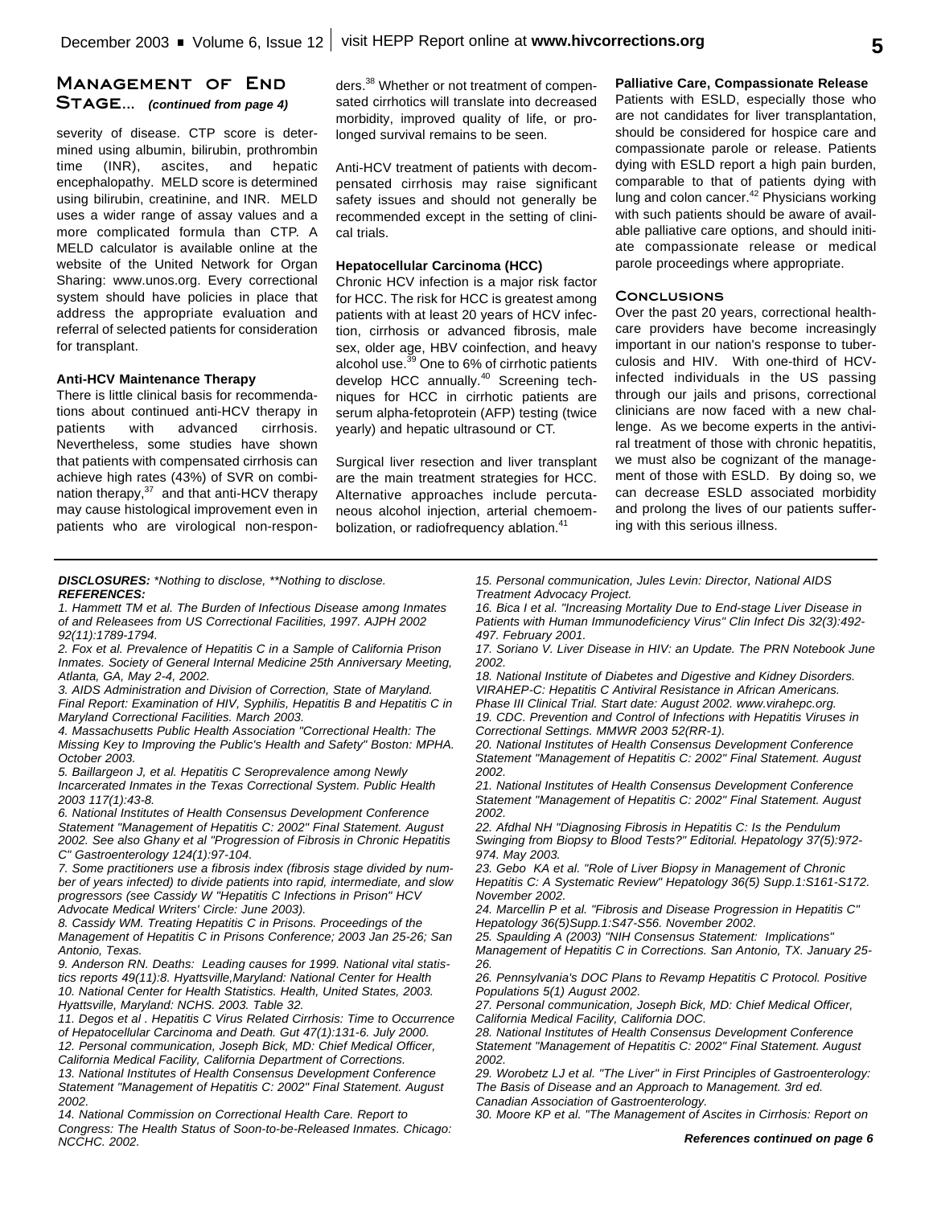## Management of End Stage... *(continued from page 4)*

severity of disease. CTP score is determined using albumin, bilirubin, prothrombin time (INR), ascites, and hepatic encephalopathy. MELD score is determined using bilirubin, creatinine, and INR. MELD uses a wider range of assay values and a more complicated formula than CTP. A MELD calculator is available online at the website of the United Network for Organ Sharing: www.unos.org. Every correctional system should have policies in place that address the appropriate evaluation and referral of selected patients for consideration for transplant.

**Anti-HCV Maintenance Therapy**

There is little clinical basis for recommendations about continued anti-HCV therapy in patients with advanced cirrhosis. Nevertheless, some studies have shown that patients with compensated cirrhosis can achieve high rates (43%) of SVR on combination therapy,[37] and that anti-HCV therapy may cause histological improvement even in patients who are virological non-responders.[38] Whether or not treatment of compensated cirrhotics will translate into decreased morbidity, improved quality of life, or prolonged survival remains to be seen.

Anti-HCV treatment of patients with decompensated cirrhosis may raise significant safety issues and should not generally be recommended except in the setting of clinical trials.

**Hepatocellular Carcinoma (HCC)**

Chronic HCV infection is a major risk factor for HCC. The risk for HCC is greatest among patients with at least 20 years of HCV infection, cirrhosis or advanced fibrosis, male sex, older age, HBV coinfection, and heavy alcohol use.[39] One to 6% of cirrhotic patients develop HCC annually.[40] Screening techniques for HCC in cirrhotic patients are serum alpha-fetoprotein (AFP) testing (twice yearly) and hepatic ultrasound or CT.

Surgical liver resection and liver transplant are the main treatment strategies for HCC. Alternative approaches include percutaneous alcohol injection, arterial chemoembolization, or radiofrequency ablation.[41]

**Palliative Care, Compassionate Release**

Patients with ESLD, especially those who are not candidates for liver transplantation, should be considered for hospice care and compassionate parole or release. Patients dying with ESLD report a high pain burden, comparable to that of patients dying with lung and colon cancer.[42] Physicians working with such patients should be aware of available palliative care options, and should initiate compassionate release or medical parole proceedings where appropriate.

### Conclusions

Over the past 20 years, correctional healthcare providers have become increasingly important in our nation's response to tuberculosis and HIV. With one-third of HCV-infected individuals in the US passing through our jails and prisons, correctional clinicians are now faced with a new challenge. As we become experts in the antiviral treatment of those with chronic hepatitis, we must also be cognizant of the management of those with ESLD. By doing so, we can decrease ESLD associated morbidity and prolong the lives of our patients suffering with this serious illness.

***DISCLOSURES:*** *\*Nothing to disclose, \*\*Nothing to disclose.*

***REFERENCES:***

*1. Hammett TM et al. The Burden of Infectious Disease among Inmates of and Releasees from US Correctional Facilities, 1997. AJPH 2002 92(11):1789-1794.*

*2. Fox et al. Prevalence of Hepatitis C in a Sample of California Prison Inmates. Society of General Internal Medicine 25th Anniversary Meeting, Atlanta, GA, May 2-4, 2002.*

*3. AIDS Administration and Division of Correction, State of Maryland. Final Report: Examination of HIV, Syphilis, Hepatitis B and Hepatitis C in Maryland Correctional Facilities. March 2003.*

*4. Massachusetts Public Health Association "Correctional Health: The Missing Key to Improving the Public's Health and Safety" Boston: MPHA. October 2003.*

*5. Baillargeon J, et al. Hepatitis C Seroprevalence among Newly Incarcerated Inmates in the Texas Correctional System. Public Health 2003 117(1):43-8.*

*6. National Institutes of Health Consensus Development Conference Statement "Management of Hepatitis C: 2002" Final Statement. August 2002. See also Ghany et al "Progression of Fibrosis in Chronic Hepatitis C" Gastroenterology 124(1):97-104.*

*7. Some practitioners use a fibrosis index (fibrosis stage divided by number of years infected) to divide patients into rapid, intermediate, and slow progressors (see Cassidy W "Hepatitis C Infections in Prison" HCV Advocate Medical Writers' Circle: June 2003).*

*8. Cassidy WM. Treating Hepatitis C in Prisons. Proceedings of the Management of Hepatitis C in Prisons Conference; 2003 Jan 25-26; San Antonio, Texas.*

*9. Anderson RN. Deaths: Leading causes for 1999. National vital statistics reports 49(11):8. Hyattsville,Maryland: National Center for Health*

*10. National Center for Health Statistics. Health, United States, 2003. Hyattsville, Maryland: NCHS. 2003. Table 32.*

*11. Degos et al . Hepatitis C Virus Related Cirrhosis: Time to Occurrence of Hepatocellular Carcinoma and Death. Gut 47(1):131-6. July 2000.*

*12. Personal communication, Joseph Bick, MD: Chief Medical Officer, California Medical Facility, California Department of Corrections.*

*13. National Institutes of Health Consensus Development Conference Statement "Management of Hepatitis C: 2002" Final Statement. August 2002.*

*14. National Commission on Correctional Health Care. Report to Congress: The Health Status of Soon-to-be-Released Inmates. Chicago: NCCHC. 2002.*

*15. Personal communication, Jules Levin: Director, National AIDS Treatment Advocacy Project.*

*16. Bica I et al. "Increasing Mortality Due to End-stage Liver Disease in Patients with Human Immunodeficiency Virus" Clin Infect Dis 32(3):492-497. February 2001.*

*17. Soriano V. Liver Disease in HIV: an Update. The PRN Notebook June 2002.*

*18. National Institute of Diabetes and Digestive and Kidney Disorders. VIRAHEP-C: Hepatitis C Antiviral Resistance in African Americans. Phase III Clinical Trial. Start date: August 2002. www.virahepc.org.*

*19. CDC. Prevention and Control of Infections with Hepatitis Viruses in Correctional Settings. MMWR 2003 52(RR-1).*

*20. National Institutes of Health Consensus Development Conference Statement "Management of Hepatitis C: 2002" Final Statement. August 2002.*

*21. National Institutes of Health Consensus Development Conference Statement "Management of Hepatitis C: 2002" Final Statement. August 2002.*

*22. Afdhal NH "Diagnosing Fibrosis in Hepatitis C: Is the Pendulum Swinging from Biopsy to Blood Tests?" Editorial. Hepatology 37(5):972-974. May 2003.*

*23. Gebo KA et al. "Role of Liver Biopsy in Management of Chronic Hepatitis C: A Systematic Review" Hepatology 36(5) Supp.1:S161-S172. November 2002.*

*24. Marcellin P et al. "Fibrosis and Disease Progression in Hepatitis C" Hepatology 36(5)Supp.1:S47-S56. November 2002.*

*25. Spaulding A (2003) "NIH Consensus Statement: Implications" Management of Hepatitis C in Corrections. San Antonio, TX. January 25-26.*

*26. Pennsylvania's DOC Plans to Revamp Hepatitis C Protocol. Positive Populations 5(1) August 2002.*

*27. Personal communication, Joseph Bick, MD: Chief Medical Officer, California Medical Facility, California DOC.*

*28. National Institutes of Health Consensus Development Conference Statement "Management of Hepatitis C: 2002" Final Statement. August 2002.*

*29. Worobetz LJ et al. "The Liver" in First Principles of Gastroenterology: The Basis of Disease and an Approach to Management. 3rd ed. Canadian Association of Gastroenterology.*

*30. Moore KP et al. "The Management of Ascites in Cirrhosis: Report on*

***References continued on page 6***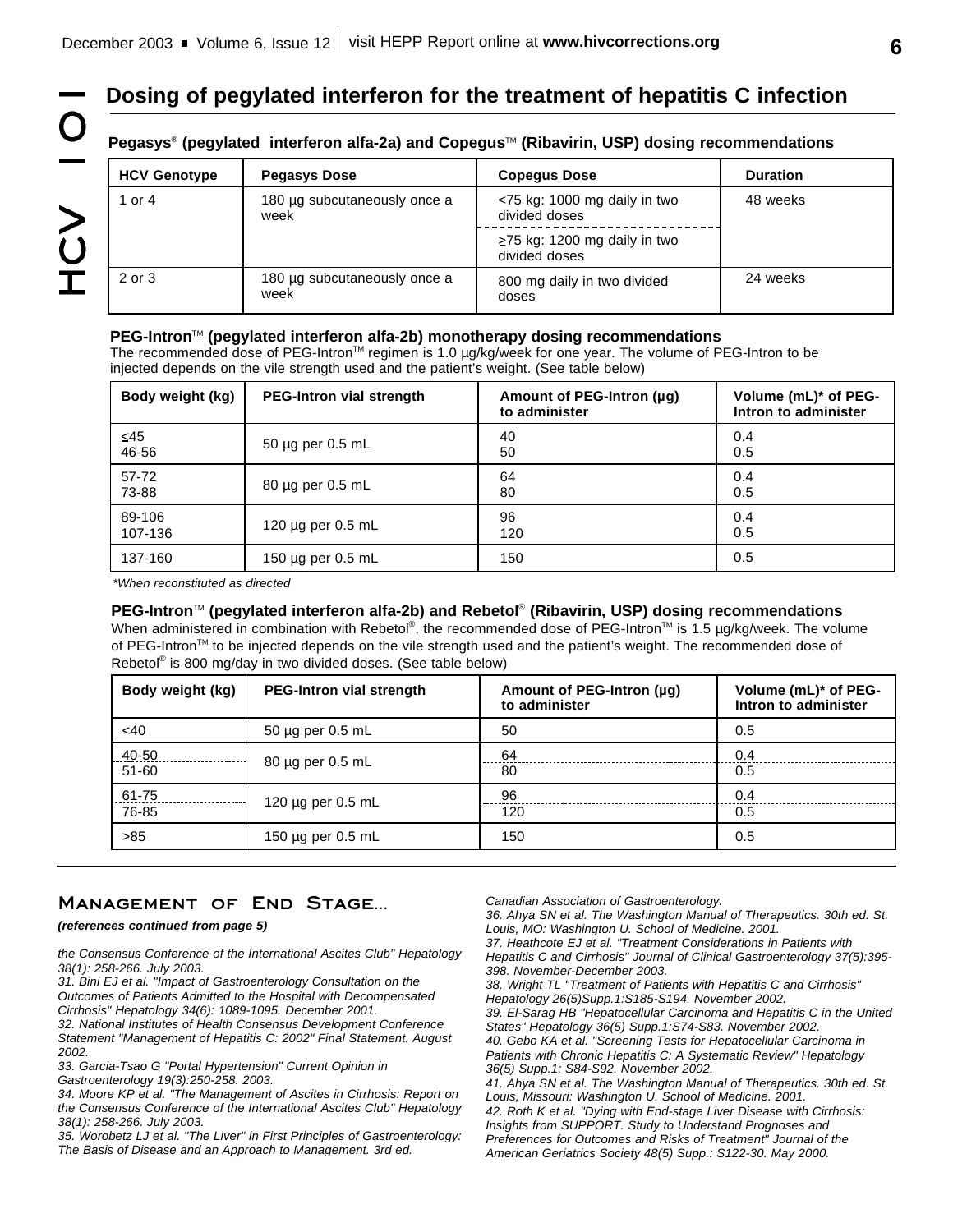# Dosing of pegylated interferon for the treatment of hepatitis C infection

### Pegasys® (pegylated interferon alfa-2a) and Copegus™ (Ribavirin, USP) dosing recommendations

| HCV Genotype | Pegasys Dose | Copegus Dose | Duration |
|---|---|---|---|
| 1 or 4 | 180 µg subcutaneously once a week | <75 kg: 1000 mg daily in two divided doses | 48 weeks |
| | | ≥75 kg: 1200 mg daily in two divided doses | |
| 2 or 3 | 180 µg subcutaneously once a week | 800 mg daily in two divided doses | 24 weeks |

### PEG-Intron™ (pegylated interferon alfa-2b) monotherapy dosing recommendations

The recommended dose of PEG-Intron™ regimen is 1.0 µg/kg/week for one year. The volume of PEG-Intron to be injected depends on the vile strength used and the patient's weight. (See table below)

| Body weight (kg) | PEG-Intron vial strength | Amount of PEG-Intron (µg) to administer | Volume (mL)* of PEG-Intron to administer |
|---|---|---|---|
| ≤45 | 50 µg per 0.5 mL | 40 | 0.4 |
| 46-56 | | 50 | 0.5 |
| 57-72 | 80 µg per 0.5 mL | 64 | 0.4 |
| 73-88 | | 80 | 0.5 |
| 89-106 | 120 µg per 0.5 mL | 96 | 0.4 |
| 107-136 | | 120 | 0.5 |
| 137-160 | 150 µg per 0.5 mL | 150 | 0.5 |

*When reconstituted as directed*

### PEG-Intron™ (pegylated interferon alfa-2b) and Rebetol® (Ribavirin, USP) dosing recommendations

When administered in combination with Rebetol®, the recommended dose of PEG-Intron™ is 1.5 µg/kg/week. The volume of PEG-Intron™ to be injected depends on the vile strength used and the patient's weight. The recommended dose of Rebetol® is 800 mg/day in two divided doses. (See table below)

| Body weight (kg) | PEG-Intron vial strength | Amount of PEG-Intron (µg) to administer | Volume (mL)* of PEG-Intron to administer |
|---|---|---|---|
| <40 | 50 µg per 0.5 mL | 50 | 0.5 |
| 40-50 | 80 µg per 0.5 mL | 64 | 0.4 |
| 51-60 | | 80 | 0.5 |
| 61-75 | 120 µg per 0.5 mL | 96 | 0.4 |
| 76-85 | | 120 | 0.5 |
| >85 | 150 µg per 0.5 mL | 150 | 0.5 |

## Management of End Stage...

***(references continued from page 5)***

*the Consensus Conference of the International Ascites Club" Hepatology 38(1): 258-266. July 2003.*

*31. Bini EJ et al. "Impact of Gastroenterology Consultation on the Outcomes of Patients Admitted to the Hospital with Decompensated Cirrhosis" Hepatology 34(6): 1089-1095. December 2001.*

*32. National Institutes of Health Consensus Development Conference Statement "Management of Hepatitis C: 2002" Final Statement. August 2002.*

*33. Garcia-Tsao G "Portal Hypertension" Current Opinion in Gastroenterology 19(3):250-258. 2003.*

*34. Moore KP et al. "The Management of Ascites in Cirrhosis: Report on the Consensus Conference of the International Ascites Club" Hepatology 38(1): 258-266. July 2003.*

*35. Worobetz LJ et al. "The Liver" in First Principles of Gastroenterology: The Basis of Disease and an Approach to Management. 3rd ed. Canadian Association of Gastroenterology.*

*36. Ahya SN et al. The Washington Manual of Therapeutics. 30th ed. St. Louis, MO: Washington U. School of Medicine. 2001.*

*37. Heathcote EJ et al. "Treatment Considerations in Patients with Hepatitis C and Cirrhosis" Journal of Clinical Gastroenterology 37(5):395-398. November-December 2003.*

*38. Wright TL "Treatment of Patients with Hepatitis C and Cirrhosis" Hepatology 26(5)Supp.1:S185-S194. November 2002.*

*39. El-Sarag HB "Hepatocellular Carcinoma and Hepatitis C in the United States" Hepatology 36(5) Supp.1:S74-S83. November 2002.*

*40. Gebo KA et al. "Screening Tests for Hepatocellular Carcinoma in Patients with Chronic Hepatitis C: A Systematic Review" Hepatology 36(5) Supp.1: S84-S92. November 2002.*

*41. Ahya SN et al. The Washington Manual of Therapeutics. 30th ed. St. Louis, Missouri: Washington U. School of Medicine. 2001.*

*42. Roth K et al. "Dying with End-stage Liver Disease with Cirrhosis: Insights from SUPPORT. Study to Understand Prognoses and Preferences for Outcomes and Risks of Treatment" Journal of the American Geriatrics Society 48(5) Supp.: S122-30. May 2000.*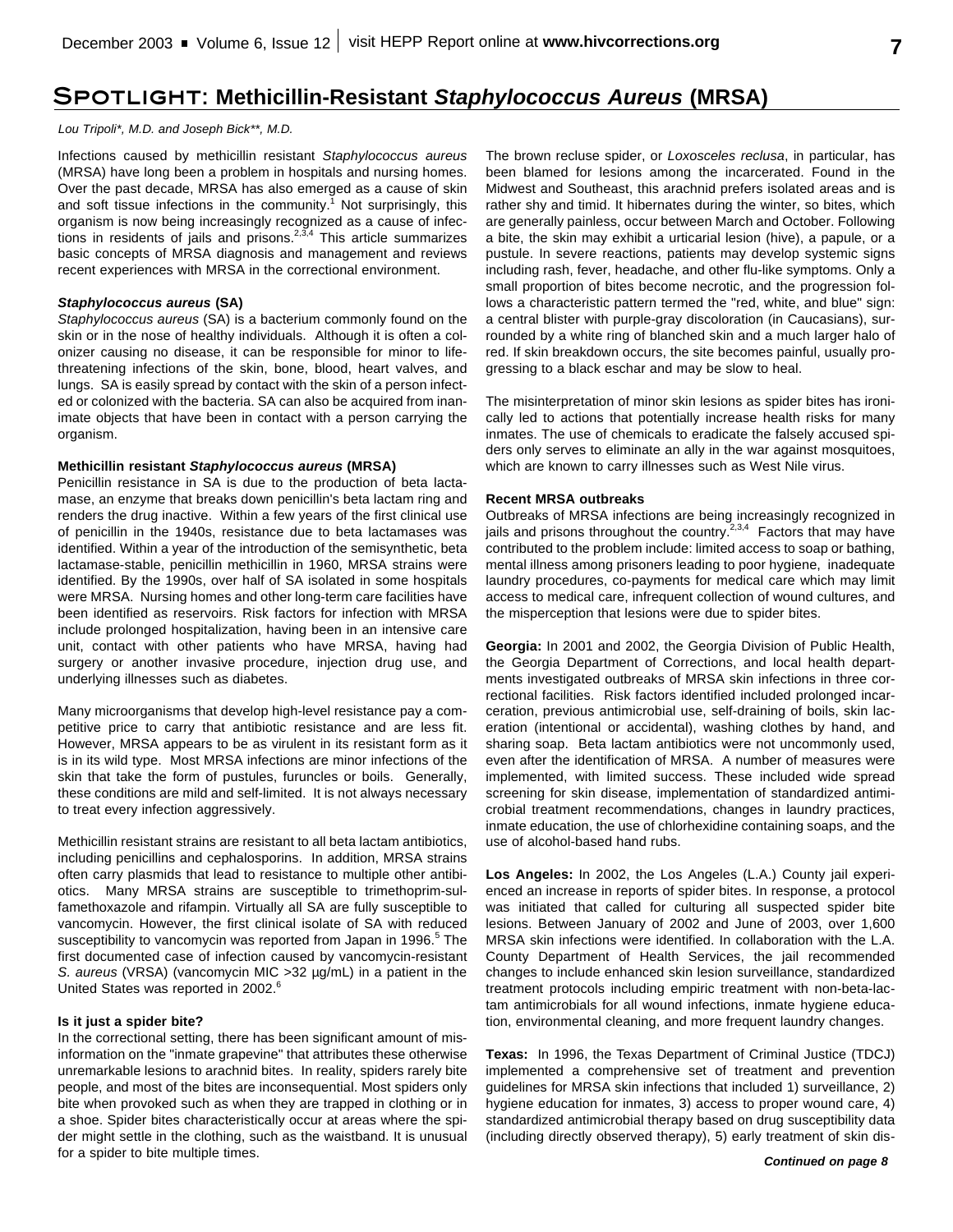# SPOTLIGHT: Methicillin-Resistant *Staphylococcus Aureus* (MRSA)

*Lou Tripoli\*, M.D. and Joseph Bick\*\*, M.D.*

Infections caused by methicillin resistant *Staphylococcus aureus* (MRSA) have long been a problem in hospitals and nursing homes. Over the past decade, MRSA has also emerged as a cause of skin and soft tissue infections in the community.[1] Not surprisingly, this organism is now being increasingly recognized as a cause of infections in residents of jails and prisons.[2,3,4] This article summarizes basic concepts of MRSA diagnosis and management and reviews recent experiences with MRSA in the correctional environment.

### *Staphylococcus aureus* (SA)

*Staphylococcus aureus* (SA) is a bacterium commonly found on the skin or in the nose of healthy individuals. Although it is often a colonizer causing no disease, it can be responsible for minor to life-threatening infections of the skin, bone, blood, heart valves, and lungs. SA is easily spread by contact with the skin of a person infected or colonized with the bacteria. SA can also be acquired from inanimate objects that have been in contact with a person carrying the organism.

### Methicillin resistant *Staphylococcus aureus* (MRSA)

Penicillin resistance in SA is due to the production of beta lactamase, an enzyme that breaks down penicillin's beta lactam ring and renders the drug inactive. Within a few years of the first clinical use of penicillin in the 1940s, resistance due to beta lactamases was identified. Within a year of the introduction of the semisynthetic, beta lactamase-stable, penicillin methicillin in 1960, MRSA strains were identified. By the 1990s, over half of SA isolated in some hospitals were MRSA. Nursing homes and other long-term care facilities have been identified as reservoirs. Risk factors for infection with MRSA include prolonged hospitalization, having been in an intensive care unit, contact with other patients who have MRSA, having had surgery or another invasive procedure, injection drug use, and underlying illnesses such as diabetes.

Many microorganisms that develop high-level resistance pay a competitive price to carry that antibiotic resistance and are less fit. However, MRSA appears to be as virulent in its resistant form as it is in its wild type. Most MRSA infections are minor infections of the skin that take the form of pustules, furuncles or boils. Generally, these conditions are mild and self-limited. It is not always necessary to treat every infection aggressively.

Methicillin resistant strains are resistant to all beta lactam antibiotics, including penicillins and cephalosporins. In addition, MRSA strains often carry plasmids that lead to resistance to multiple other antibiotics. Many MRSA strains are susceptible to trimethoprim-sulfamethoxazole and rifampin. Virtually all SA are fully susceptible to vancomycin. However, the first clinical isolate of SA with reduced susceptibility to vancomycin was reported from Japan in 1996.[5] The first documented case of infection caused by vancomycin-resistant *S. aureus* (VRSA) (vancomycin MIC >32 µg/mL) in a patient in the United States was reported in 2002.[6]

### Is it just a spider bite?

In the correctional setting, there has been significant amount of misinformation on the "inmate grapevine" that attributes these otherwise unremarkable lesions to arachnid bites. In reality, spiders rarely bite people, and most of the bites are inconsequential. Most spiders only bite when provoked such as when they are trapped in clothing or in a shoe. Spider bites characteristically occur at areas where the spider might settle in the clothing, such as the waistband. It is unusual for a spider to bite multiple times.

The brown recluse spider, or *Loxosceles reclusa*, in particular, has been blamed for lesions among the incarcerated. Found in the Midwest and Southeast, this arachnid prefers isolated areas and is rather shy and timid. It hibernates during the winter, so bites, which are generally painless, occur between March and October. Following a bite, the skin may exhibit a urticarial lesion (hive), a papule, or a pustule. In severe reactions, patients may develop systemic signs including rash, fever, headache, and other flu-like symptoms. Only a small proportion of bites become necrotic, and the progression follows a characteristic pattern termed the "red, white, and blue" sign: a central blister with purple-gray discoloration (in Caucasians), surrounded by a white ring of blanched skin and a much larger halo of red. If skin breakdown occurs, the site becomes painful, usually progressing to a black eschar and may be slow to heal.

The misinterpretation of minor skin lesions as spider bites has ironically led to actions that potentially increase health risks for many inmates. The use of chemicals to eradicate the falsely accused spiders only serves to eliminate an ally in the war against mosquitoes, which are known to carry illnesses such as West Nile virus.

### Recent MRSA outbreaks

Outbreaks of MRSA infections are being increasingly recognized in jails and prisons throughout the country.[2,3,4] Factors that may have contributed to the problem include: limited access to soap or bathing, mental illness among prisoners leading to poor hygiene, inadequate laundry procedures, co-payments for medical care which may limit access to medical care, infrequent collection of wound cultures, and the misperception that lesions were due to spider bites.

**Georgia:** In 2001 and 2002, the Georgia Division of Public Health, the Georgia Department of Corrections, and local health departments investigated outbreaks of MRSA skin infections in three correctional facilities. Risk factors identified included prolonged incarceration, previous antimicrobial use, self-draining of boils, skin laceration (intentional or accidental), washing clothes by hand, and sharing soap. Beta lactam antibiotics were not uncommonly used, even after the identification of MRSA. A number of measures were implemented, with limited success. These included wide spread screening for skin disease, implementation of standardized antimicrobial treatment recommendations, changes in laundry practices, inmate education, the use of chlorhexidine containing soaps, and the use of alcohol-based hand rubs.

**Los Angeles:** In 2002, the Los Angeles (L.A.) County jail experienced an increase in reports of spider bites. In response, a protocol was initiated that called for culturing all suspected spider bite lesions. Between January of 2002 and June of 2003, over 1,600 MRSA skin infections were identified. In collaboration with the L.A. County Department of Health Services, the jail recommended changes to include enhanced skin lesion surveillance, standardized treatment protocols including empiric treatment with non-beta-lactam antimicrobials for all wound infections, inmate hygiene education, environmental cleaning, and more frequent laundry changes.

**Texas:** In 1996, the Texas Department of Criminal Justice (TDCJ) implemented a comprehensive set of treatment and prevention guidelines for MRSA skin infections that included 1) surveillance, 2) hygiene education for inmates, 3) access to proper wound care, 4) standardized antimicrobial therapy based on drug susceptibility data (including directly observed therapy), 5) early treatment of skin dis-

***Continued on page 8***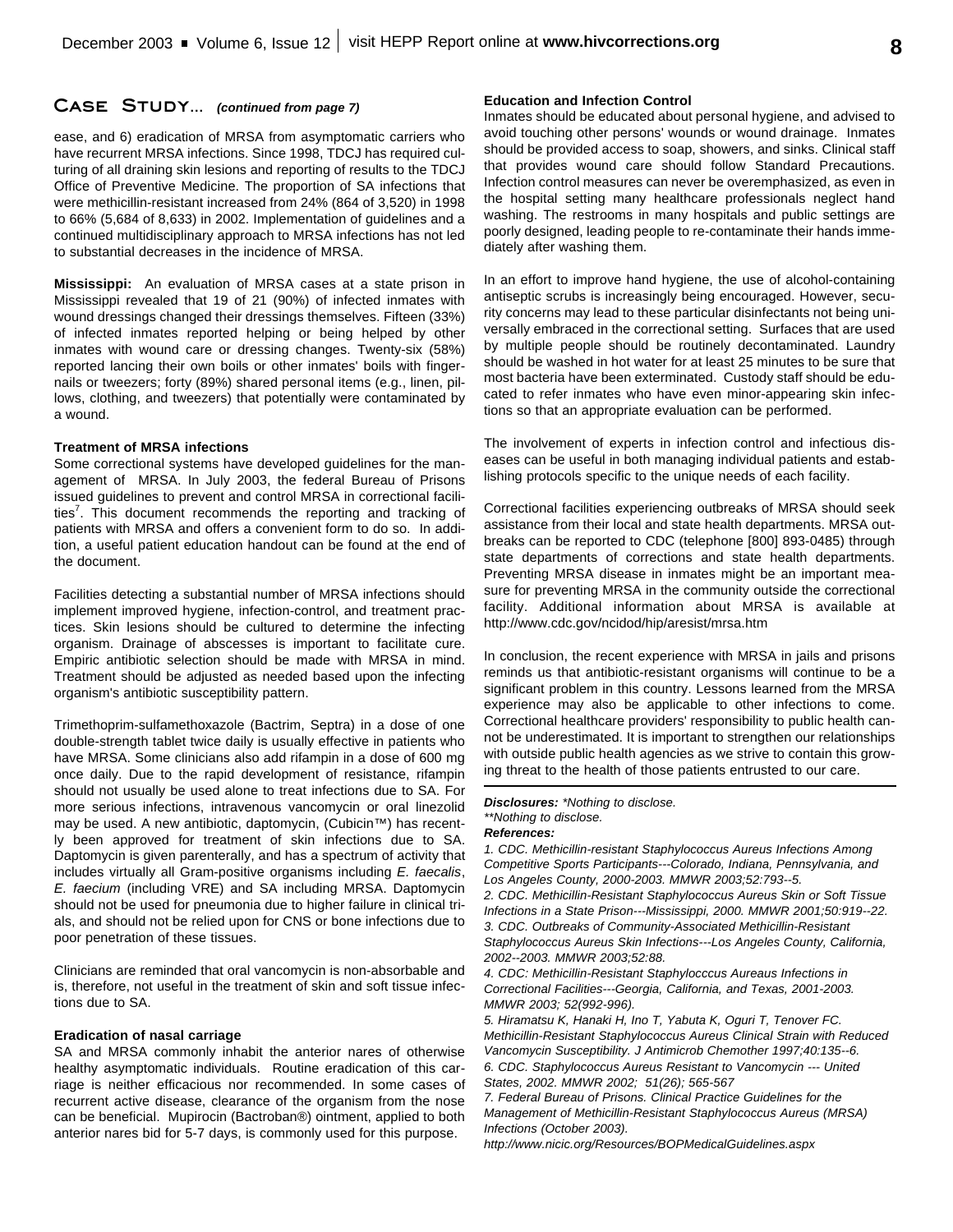## Case Study... *(continued from page 7)*

ease, and 6) eradication of MRSA from asymptomatic carriers who have recurrent MRSA infections. Since 1998, TDCJ has required culturing of all draining skin lesions and reporting of results to the TDCJ Office of Preventive Medicine. The proportion of SA infections that were methicillin-resistant increased from 24% (864 of 3,520) in 1998 to 66% (5,684 of 8,633) in 2002. Implementation of guidelines and a continued multidisciplinary approach to MRSA infections has not led to substantial decreases in the incidence of MRSA.

**Mississippi:** An evaluation of MRSA cases at a state prison in Mississippi revealed that 19 of 21 (90%) of infected inmates with wound dressings changed their dressings themselves. Fifteen (33%) of infected inmates reported helping or being helped by other inmates with wound care or dressing changes. Twenty-six (58%) reported lancing their own boils or other inmates' boils with fingernails or tweezers; forty (89%) shared personal items (e.g., linen, pillows, clothing, and tweezers) that potentially were contaminated by a wound.

### Treatment of MRSA infections

Some correctional systems have developed guidelines for the management of MRSA. In July 2003, the federal Bureau of Prisons issued guidelines to prevent and control MRSA in correctional facilities[7]. This document recommends the reporting and tracking of patients with MRSA and offers a convenient form to do so. In addition, a useful patient education handout can be found at the end of the document.

Facilities detecting a substantial number of MRSA infections should implement improved hygiene, infection-control, and treatment practices. Skin lesions should be cultured to determine the infecting organism. Drainage of abscesses is important to facilitate cure. Empiric antibiotic selection should be made with MRSA in mind. Treatment should be adjusted as needed based upon the infecting organism's antibiotic susceptibility pattern.

Trimethoprim-sulfamethoxazole (Bactrim, Septra) in a dose of one double-strength tablet twice daily is usually effective in patients who have MRSA. Some clinicians also add rifampin in a dose of 600 mg once daily. Due to the rapid development of resistance, rifampin should not usually be used alone to treat infections due to SA. For more serious infections, intravenous vancomycin or oral linezolid may be used. A new antibiotic, daptomycin, (Cubicin™) has recently been approved for treatment of skin infections due to SA. Daptomycin is given parenterally, and has a spectrum of activity that includes virtually all Gram-positive organisms including *E. faecalis*, *E. faecium* (including VRE) and SA including MRSA. Daptomycin should not be used for pneumonia due to higher failure in clinical trials, and should not be relied upon for CNS or bone infections due to poor penetration of these tissues.

Clinicians are reminded that oral vancomycin is non-absorbable and is, therefore, not useful in the treatment of skin and soft tissue infections due to SA.

### Eradication of nasal carriage

SA and MRSA commonly inhabit the anterior nares of otherwise healthy asymptomatic individuals. Routine eradication of this carriage is neither efficacious nor recommended. In some cases of recurrent active disease, clearance of the organism from the nose can be beneficial. Mupirocin (Bactroban®) ointment, applied to both anterior nares bid for 5-7 days, is commonly used for this purpose.

### Education and Infection Control

Inmates should be educated about personal hygiene, and advised to avoid touching other persons' wounds or wound drainage. Inmates should be provided access to soap, showers, and sinks. Clinical staff that provides wound care should follow Standard Precautions. Infection control measures can never be overemphasized, as even in the hospital setting many healthcare professionals neglect hand washing. The restrooms in many hospitals and public settings are poorly designed, leading people to re-contaminate their hands immediately after washing them.

In an effort to improve hand hygiene, the use of alcohol-containing antiseptic scrubs is increasingly being encouraged. However, security concerns may lead to these particular disinfectants not being universally embraced in the correctional setting. Surfaces that are used by multiple people should be routinely decontaminated. Laundry should be washed in hot water for at least 25 minutes to be sure that most bacteria have been exterminated. Custody staff should be educated to refer inmates who have even minor-appearing skin infections so that an appropriate evaluation can be performed.

The involvement of experts in infection control and infectious diseases can be useful in both managing individual patients and establishing protocols specific to the unique needs of each facility.

Correctional facilities experiencing outbreaks of MRSA should seek assistance from their local and state health departments. MRSA outbreaks can be reported to CDC (telephone [800] 893-0485) through state departments of corrections and state health departments. Preventing MRSA disease in inmates might be an important measure for preventing MRSA in the community outside the correctional facility. Additional information about MRSA is available at http://www.cdc.gov/ncidod/hip/aresist/mrsa.htm

In conclusion, the recent experience with MRSA in jails and prisons reminds us that antibiotic-resistant organisms will continue to be a significant problem in this country. Lessons learned from the MRSA experience may also be applicable to other infections to come. Correctional healthcare providers' responsibility to public health cannot be underestimated. It is important to strengthen our relationships with outside public health agencies as we strive to contain this growing threat to the health of those patients entrusted to our care.

---

***Disclosures:*** *\*Nothing to disclose.*
*\*\*Nothing to disclose.*

***References:***

*1. CDC. Methicillin-resistant Staphylococcus Aureus Infections Among Competitive Sports Participants---Colorado, Indiana, Pennsylvania, and Los Angeles County, 2000-2003. MMWR 2003;52:793--5.*

*2. CDC. Methicillin-Resistant Staphylococcus Aureus Skin or Soft Tissue Infections in a State Prison---Mississippi, 2000. MMWR 2001;50:919--22.*

*3. CDC. Outbreaks of Community-Associated Methicillin-Resistant Staphylococcus Aureus Skin Infections---Los Angeles County, California, 2002--2003. MMWR 2003;52:88.*

*4. CDC: Methicillin-Resistant Staphylocccus Aureaus Infections in Correctional Facilities---Georgia, California, and Texas, 2001-2003. MMWR 2003; 52(992-996).*

*5. Hiramatsu K, Hanaki H, Ino T, Yabuta K, Oguri T, Tenover FC. Methicillin-Resistant Staphylococcus Aureus Clinical Strain with Reduced Vancomycin Susceptibility. J Antimicrob Chemother 1997;40:135--6.*

*6. CDC. Staphylococcus Aureus Resistant to Vancomycin --- United States, 2002. MMWR 2002; 51(26); 565-567*

*7. Federal Bureau of Prisons. Clinical Practice Guidelines for the Management of Methicillin-Resistant Staphylococcus Aureus (MRSA) Infections (October 2003).*
*http://www.nicic.org/Resources/BOPMedicalGuidelines.aspx*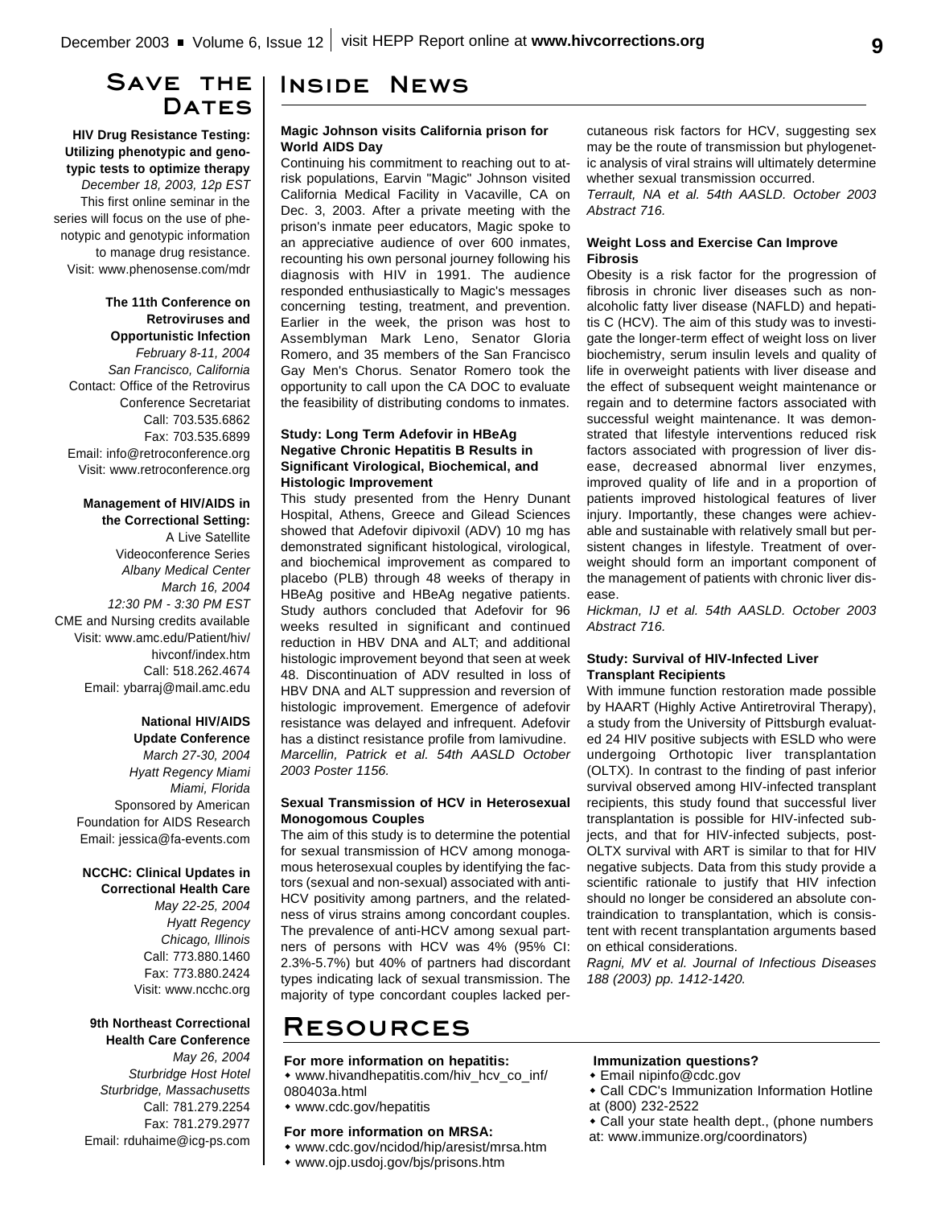## Save the Dates

**HIV Drug Resistance Testing: Utilizing phenotypic and genotypic tests to optimize therapy**
*December 18, 2003, 12p EST*
This first online seminar in the series will focus on the use of phenotypic and genotypic information to manage drug resistance.
Visit: www.phenosense.com/mdr

**The 11th Conference on Retroviruses and Opportunistic Infection**
*February 8-11, 2004*
*San Francisco, California*
Contact: Office of the Retrovirus Conference Secretariat
Call: 703.535.6862
Fax: 703.535.6899
Email: info@retroconference.org
Visit: www.retroconference.org

**Management of HIV/AIDS in the Correctional Setting:**
A Live Satellite Videoconference Series
*Albany Medical Center*
*March 16, 2004*
*12:30 PM - 3:30 PM EST*
CME and Nursing credits available
Visit: www.amc.edu/Patient/hiv/hivconf/index.htm
Call: 518.262.4674
Email: ybarraj@mail.amc.edu

**National HIV/AIDS Update Conference**
*March 27-30, 2004*
*Hyatt Regency Miami*
*Miami, Florida*
Sponsored by American Foundation for AIDS Research
Email: jessica@fa-events.com

**NCCHC: Clinical Updates in Correctional Health Care**
*May 22-25, 2004*
*Hyatt Regency*
*Chicago, Illinois*
Call: 773.880.1460
Fax: 773.880.2424
Visit: www.ncchc.org

**9th Northeast Correctional Health Care Conference**
*May 26, 2004*
*Sturbridge Host Hotel*
*Sturbridge, Massachusetts*
Call: 781.279.2254
Fax: 781.279.2977
Email: rduhaime@icg-ps.com

## Inside News

**Magic Johnson visits California prison for World AIDS Day**

Continuing his commitment to reaching out to at-risk populations, Earvin "Magic" Johnson visited California Medical Facility in Vacaville, CA on Dec. 3, 2003. After a private meeting with the prison's inmate peer educators, Magic spoke to an appreciative audience of over 600 inmates, recounting his own personal journey following his diagnosis with HIV in 1991. The audience responded enthusiastically to Magic's messages concerning testing, treatment, and prevention. Earlier in the week, the prison was host to Assemblyman Mark Leno, Senator Gloria Romero, and 35 members of the San Francisco Gay Men's Chorus. Senator Romero took the opportunity to call upon the CA DOC to evaluate the feasibility of distributing condoms to inmates.

**Study: Long Term Adefovir in HBeAg Negative Chronic Hepatitis B Results in Significant Virological, Biochemical, and Histologic Improvement**

This study presented from the Henry Dunant Hospital, Athens, Greece and Gilead Sciences showed that Adefovir dipivoxil (ADV) 10 mg has demonstrated significant histological, virological, and biochemical improvement as compared to placebo (PLB) through 48 weeks of therapy in HBeAg positive and HBeAg negative patients. Study authors concluded that Adefovir for 96 weeks resulted in significant and continued reduction in HBV DNA and ALT; and additional histologic improvement beyond that seen at week 48. Discontinuation of ADV resulted in loss of HBV DNA and ALT suppression and reversion of histologic improvement. Emergence of adefovir resistance was delayed and infrequent. Adefovir has a distinct resistance profile from lamivudine.
*Marcellin, Patrick et al. 54th AASLD October 2003 Poster 1156.*

**Sexual Transmission of HCV in Heterosexual Monogomous Couples**

The aim of this study is to determine the potential for sexual transmission of HCV among monogamous heterosexual couples by identifying the factors (sexual and non-sexual) associated with anti-HCV positivity among partners, and the relatedness of virus strains among concordant couples. The prevalence of anti-HCV among sexual partners of persons with HCV was 4% (95% CI: 2.3%-5.7%) but 40% of partners had discordant types indicating lack of sexual transmission. The majority of type concordant couples lacked percutaneous risk factors for HCV, suggesting sex may be the route of transmission but phylogenetic analysis of viral strains will ultimately determine whether sexual transmission occurred.
*Terrault, NA et al. 54th AASLD. October 2003 Abstract 716.*

**Weight Loss and Exercise Can Improve Fibrosis**

Obesity is a risk factor for the progression of fibrosis in chronic liver diseases such as non-alcoholic fatty liver disease (NAFLD) and hepatitis C (HCV). The aim of this study was to investigate the longer-term effect of weight loss on liver biochemistry, serum insulin levels and quality of life in overweight patients with liver disease and the effect of subsequent weight maintenance or regain and to determine factors associated with successful weight maintenance. It was demonstrated that lifestyle interventions reduced risk factors associated with progression of liver disease, decreased abnormal liver enzymes, improved quality of life and in a proportion of patients improved histological features of liver injury. Importantly, these changes were achievable and sustainable with relatively small but persistent changes in lifestyle. Treatment of overweight should form an important component of the management of patients with chronic liver disease.
*Hickman, IJ et al. 54th AASLD. October 2003 Abstract 716.*

**Study: Survival of HIV-Infected Liver Transplant Recipients**

With immune function restoration made possible by HAART (Highly Active Antiretroviral Therapy), a study from the University of Pittsburgh evaluated 24 HIV positive subjects with ESLD who were undergoing Orthotopic liver transplantation (OLTX). In contrast to the finding of past inferior survival observed among HIV-infected transplant recipients, this study found that successful liver transplantation is possible for HIV-infected subjects, and that for HIV-infected subjects, post-OLTX survival with ART is similar to that for HIV negative subjects. Data from this study provide a scientific rationale to justify that HIV infection should no longer be considered an absolute contraindication to transplantation, which is consistent with recent transplantation arguments based on ethical considerations.
*Ragni, MV et al. Journal of Infectious Diseases 188 (2003) pp. 1412-1420.*

## Resources

**For more information on hepatitis:**
- www.hivandhepatitis.com/hiv_hcv_co_inf/080403a.html
- www.cdc.gov/hepatitis

**For more information on MRSA:**
- www.cdc.gov/ncidod/hip/aresist/mrsa.htm
- www.ojp.usdoj.gov/bjs/prisons.htm

**Immunization questions?**
- Email nipinfo@cdc.gov
- Call CDC's Immunization Information Hotline at (800) 232-2522
- Call your state health dept., (phone numbers at: www.immunize.org/coordinators)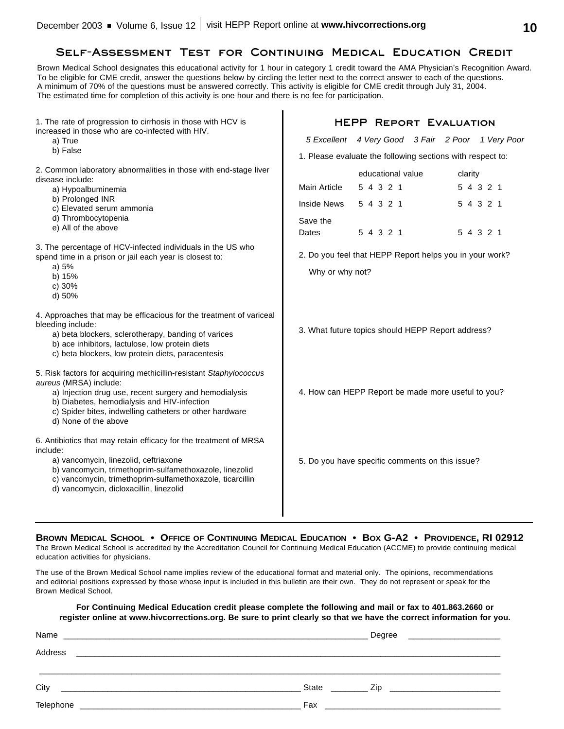## Self-Assessment Test for Continuing Medical Education Credit

Brown Medical School designates this educational activity for 1 hour in category 1 credit toward the AMA Physician's Recognition Award. To be eligible for CME credit, answer the questions below by circling the letter next to the correct answer to each of the questions. A minimum of 70% of the questions must be answered correctly. This activity is eligible for CME credit through July 31, 2004. The estimated time for completion of this activity is one hour and there is no fee for participation.

1. The rate of progression to cirrhosis in those with HCV is increased in those who are co-infected with HIV.
   - a) True
   - b) False

2. Common laboratory abnormalities in those with end-stage liver disease include:
   - a) Hypoalbuminemia
   - b) Prolonged INR
   - c) Elevated serum ammonia
   - d) Thrombocytopenia
   - e) All of the above

3. The percentage of HCV-infected individuals in the US who spend time in a prison or jail each year is closest to:
   - a) 5%
   - b) 15%
   - c) 30%
   - d) 50%

4. Approaches that may be efficacious for the treatment of variceal bleeding include:
   - a) beta blockers, sclerotherapy, banding of varices
   - b) ace inhibitors, lactulose, low protein diets
   - c) beta blockers, low protein diets, paracentesis

5. Risk factors for acquiring methicillin-resistant *Staphylococcus aureus* (MRSA) include:
   - a) Injection drug use, recent surgery and hemodialysis
   - b) Diabetes, hemodialysis and HIV-infection
   - c) Spider bites, indwelling catheters or other hardware
   - d) None of the above

6. Antibiotics that may retain efficacy for the treatment of MRSA include:
   - a) vancomycin, linezolid, ceftriaxone
   - b) vancomycin, trimethoprim-sulfamethoxazole, linezolid
   - c) vancomycin, trimethoprim-sulfamethoxazole, ticarcillin
   - d) vancomycin, dicloxacillin, linezolid

## HEPP Report Evaluation

*5 Excellent 4 Very Good 3 Fair 2 Poor 1 Very Poor*

1. Please evaluate the following sections with respect to:

| | educational value | clarity |
|---|---|---|
| Main Article | 5 4 3 2 1 | 5 4 3 2 1 |
| Inside News | 5 4 3 2 1 | 5 4 3 2 1 |
| Save the Dates | 5 4 3 2 1 | 5 4 3 2 1 |

2. Do you feel that HEPP Report helps you in your work?

   Why or why not?

3. What future topics should HEPP Report address?

4. How can HEPP Report be made more useful to you?

5. Do you have specific comments on this issue?

**Brown Medical School • Office of Continuing Medical Education • Box G-A2 • Providence, RI 02912**

The Brown Medical School is accredited by the Accreditation Council for Continuing Medical Education (ACCME) to provide continuing medical education activities for physicians.

The use of the Brown Medical School name implies review of the educational format and material only. The opinions, recommendations and editorial positions expressed by those whose input is included in this bulletin are their own. They do not represent or speak for the Brown Medical School.

**For Continuing Medical Education credit please complete the following and mail or fax to 401.863.2660 or register online at www.hivcorrections.org. Be sure to print clearly so that we have the correct information for you.**

Name ______________________________ Degree ______________

Address ________________________________________________

________________________________________________________

City ____________________ State ________ Zip ______________

Telephone ______________________ Fax ______________________